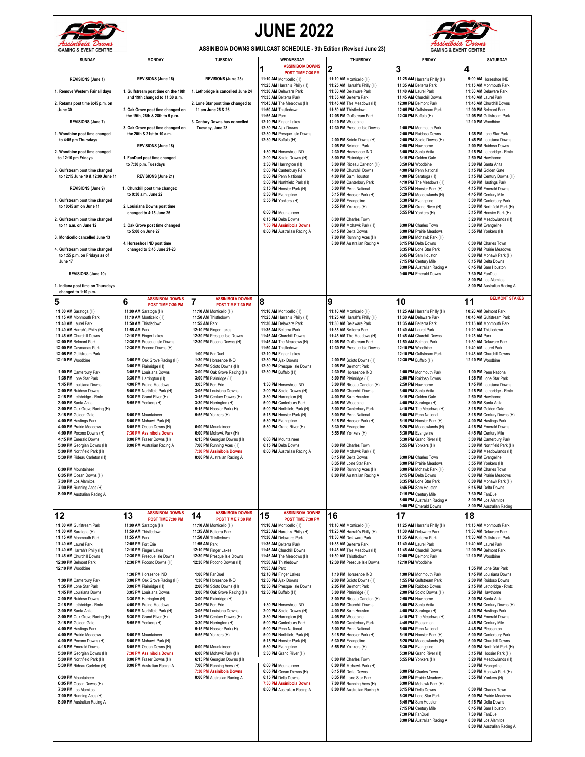# JUNE 2022

**ASSINIBOIA DOWNS SIMULCAST SCHEDULE - 9th Edition (Revised June 23)**

Assiniboia Downs GAMING & EVENT CENTRE

## Revisions

**REVISIONS (June 1)**

1. Remove Western Fair all days
2. Retama post time 6:45 p.m. on June 30

**REVISIONS (June 7)**

1. Woodbine post time changed to 4:05 pm Thursdays
2. Woodbine post time changed to 12:10 pm Fridays
3. Gulfstream post time changed to 12:15 June 10 & 12:00 June 11

**REVISIONS (June 9)**

1. Gulfstream post time changed to 10:45 am on June 11
2. Gulfstream post time changed to 11 a.m. on June 12
3. Monticello cancelled June 13
4. Gulfstream post time changed to 1:55 p.m. on Fridays as of June 17

**REVISIONS (June 10)**

1. Indiana post time on Thursdays changed to 1:10 p.m.

**REVISIONS (June 16)**

1. Gulfstream post time on the 18th and 19th changed to 11:30 a.m.
2. Oak Grove post time changed on the 19th, 26th & 28th to 5 p.m.
3. Oak Grove post time changed on the 20th & 21st to 10 a.m.

**REVISIONS (June 18)**

1. FanDuel post time changed to 7:30 p.m. Tuesdays

**REVISIONS (June 21)**

1. Churchill post time changed to 9:30 a.m. June 22
2. Louisiana Downs post time changed to 4:15 June 26
3. Oak Grove post time changed to 5:00 on June 27
4. Horseshoe IND post time changed to 5:45 June 21-23

**REVISIONS (June 23)**

1. Lethbridge is cancelled June 24
2. Lone Star post time changed to 11 am June 25 & 26
3. Century Downs has cancelled Tuesday, June 28

## Schedule

| Date | Schedule |
|---|---|
| Wed June 1 — ASSINIBOIA DOWNS POST TIME 7:30 PM | 11:10 AM Monticello (H); 11:25 AM Harrah's Philly (H); 11:30 AM Delaware Park; 11:35 AM Belterra Park; 11:45 AM The Meadows (H); 11:50 AM Thistledown; 11:55 AM Parx; 12:10 PM Finger Lakes; 12:30 PM Ajax Downs; 12:30 PM Presque Isle Downs; 12:30 PM Buffalo (H); 1:30 PM Horseshoe IND; 2:00 PM Scioto Downs (H); 3:30 PM Harrington (H); 5:00 PM Canterbury Park; 5:00 PM Penn National; 5:00 PM Northfield Park (H); 5:15 PM Hoosier Park (H); 5:30 PM Evangeline; 5:55 PM Yonkers (H); 6:00 PM Mountaineer; 6:15 PM Delta Downs; 7:30 PM Assiniboia Downs; 8:00 PM Australian Racing A |
| Thu June 2 | 11:10 AM Monticello (H); 11:25 AM Harrah's Philly (H); 11:30 AM Delaware Park; 11:35 AM Belterra Park; 11:45 AM The Meadows (H); 11:50 AM Thistledown; 12:05 PM Gulfstream Park; 12:10 PM Woodbine; 12:30 PM Presque Isle Downs; 2:00 PM Scioto Downs (H); 2:05 PM Belmont Park; 2:30 PM Horseshoe IND; 3:00 PM Plainridge (H); 3:00 PM Rideau Carleton (H); 4:00 PM Churchill Downs; 4:00 PM Sam Houston; 5:00 PM Canterbury Park; 5:00 PM Penn National; 5:15 PM Hoosier Park (H); 5:30 PM Evangeline; 5:55 PM Yonkers (H); 6:00 PM Charles Town; 6:00 PM Mohawk Park (H); 6:15 PM Delta Downs; 7:00 PM Running Aces (H); 8:00 PM Australian Racing A |
| Fri June 3 | 11:25 AM Harrah's Philly (H); 11:35 AM Belterra Park; 11:40 AM Laurel Park; 11:45 AM Churchill Downs; 12:00 PM Belmont Park; 12:05 PM Gulfstream Park; 12:30 PM Buffalo (H); 1:00 PM Monmouth Park; 2:00 PM Ruidoso Downs; 2:00 PM Scioto Downs (H); 2:50 PM Hawthorne; 3:00 PM Santa Anita; 3:15 PM Golden Gate; 3:50 PM Woodbine; 4:00 PM Penn National; 4:00 PM Saratoga (H); 4:10 PM The Meadows (H); 5:15 PM Hoosier Park (H); 5:20 PM Meadowlands (H); 5:30 PM Evangeline; 5:30 PM Grand River (H); 5:55 PM Yonkers (H); 6:00 PM Charles Town; 6:00 PM Prairie Meadows; 6:00 PM Mohawk Park (H); 6:15 PM Delta Downs; 6:35 PM Lone Star Park; 6:45 PM Sam Houston; 7:15 PM Century Mile; 8:00 PM Australian Racing A; 9:00 PM Emerald Downs |
| Sat June 4 | 9:00 AM Horseshoe IND; 11:15 AM Monmouth Park; 11:30 AM Delaware Park; 11:40 AM Laurel Park; 11:45 AM Churchill Downs; 12:00 PM Belmont Park; 12:05 PM Gulfstream Park; 12:10 PM Woodbine; 1:35 PM Lone Star Park; 1:45 PM Louisiana Downs; 2:00 PM Ruidoso Downs; 2:15 PM Lethbridge - Rmtc; 2:50 PM Hawthorne; 3:00 PM Santa Anita; 3:15 PM Golden Gate; 3:15 PM Century Downs (H); 4:00 PM Hastings Park; 4:15 PM Emerald Downs; 4:45 PM Century Mile; 5:00 PM Canterbury Park; 5:00 PM Northfield Park (H); 5:15 PM Hoosier Park (H); 5:20 PM Meadowlands (H); 5:30 PM Evangeline; 5:55 PM Yonkers (H); 6:00 PM Charles Town; 6:00 PM Prairie Meadows; 6:00 PM Mohawk Park (H); 6:15 PM Delta Downs; 6:45 PM Sam Houston; 7:30 PM FanDuel; 8:00 PM Los Alamitos; 8:00 PM Australian Racing A |
| Sun June 5 | 11:00 AM Saratoga (H); 11:15 AM Monmouth Park; 11:40 AM Laurel Park; 11:40 AM Harrah's Philly (H); 11:45 AM Churchill Downs; 12:00 PM Belmont Park; 12:00 PM Caymanas Park; 12:05 PM Gulfstream Park; 12:10 PM Woodbine; 1:00 PM Canterbury Park; 1:35 PM Lone Star Park; 1:45 PM Louisiana Downs; 2:00 PM Ruidoso Downs; 2:15 PM Lethbridge - Rmtc; 3:00 PM Santa Anita; 3:00 PM Oak Grove Racing (H); 3:15 PM Golden Gate; 4:00 PM Hastings Park; 4:00 PM Prairie Meadows; 4:00 PM Pocono Downs (H); 4:15 PM Emerald Downs; 5:00 PM Georgian Downs (H); 5:00 PM Northfield Park (H); 5:30 PM Rideau Carleton (H); 6:00 PM Mountaineer; 6:05 PM Ocean Downs (H); 7:00 PM Los Alamitos; 7:00 PM Running Aces (H); 8:00 PM Australian Racing A |
| Mon June 6 — ASSINIBOIA DOWNS POST TIME 7:30 PM | 11:00 AM Saratoga (H); 11:10 AM Monticello (H); 11:50 AM Thistledown; 11:55 AM Parx; 12:10 PM Finger Lakes; 12:30 PM Presque Isle Downs; 12:30 PM Pocono Downs (H); 3:00 PM Oak Grove Racing (H); 3:00 PM Plainridge (H); 3:05 PM Louisiana Downs; 3:30 PM Harrington (H); 4:00 PM Prairie Meadows; 5:00 PM Northfield Park (H); 5:30 PM Grand River (H); 5:55 PM Yonkers (H); 6:00 PM Mountaineer; 6:00 PM Mohawk Park (H); 6:05 PM Ocean Downs (H); 7:30 PM Assiniboia Downs; 8:00 PM Fraser Downs (H); 8:00 PM Australian Racing A |
| Tue June 7 — ASSINIBOIA DOWNS POST TIME 7:30 PM | 11:10 AM Monticello (H); 11:50 AM Thistledown; 11:55 AM Parx; 12:10 PM Finger Lakes; 12:30 PM Presque Isle Downs; 12:30 PM Pocono Downs (H); 1:00 PM FanDuel; 1:30 PM Horseshoe IND; 2:00 PM Scioto Downs (H); 3:00 PM Oak Grove Racing (H); 3:00 PM Plainridge (H); 3:05 PM Fort Erie; 3:05 PM Louisiana Downs; 3:15 PM Century Downs (H); 3:30 PM Harrington (H); 5:15 PM Hoosier Park (H); 5:55 PM Yonkers (H); 6:00 PM Mountaineer; 6:00 PM Mohawk Park (H); 6:15 PM Georgian Downs (H); 7:00 PM Running Aces (H); 7:30 PM Assiniboia Downs; 8:00 PM Australian Racing A |
| Wed June 8 | 11:10 AM Monticello (H); 11:25 AM Harrah's Philly (H); 11:30 AM Delaware Park; 11:35 AM Belterra Park; 11:45 AM Churchill Downs; 11:45 AM The Meadows (H); 11:50 AM Thistledown; 12:10 PM Finger Lakes; 12:30 PM Ajax Downs; 12:30 PM Presque Isle Downs; 12:30 PM Buffalo (H); 1:30 PM Horseshoe IND; 2:00 PM Scioto Downs (H); 3:30 PM Harrington (H); 5:00 PM Canterbury Park; 5:00 PM Northfield Park (H); 5:15 PM Hoosier Park (H); 5:30 PM Evangeline; 5:30 PM Grand River (H); 6:00 PM Mountaineer; 6:15 PM Delta Downs; 8:00 PM Australian Racing A |
| Thu June 9 | 11:10 AM Monticello (H); 11:25 AM Harrah's Philly (H); 11:30 AM Delaware Park; 11:35 AM Belterra Park; 11:45 AM Churchill Downs; 11:45 AM The Meadows (H); 12:05 PM Gulfstream Park; 12:30 PM Presque Isle Downs; 2:00 PM Scioto Downs (H); 2:05 PM Belmont Park; 2:30 PM Horseshoe IND; 3:00 PM Plainridge (H); 3:00 PM Rideau Carleton (H); 4:00 PM Churchill Downs; 4:00 PM Sam Houston; 4:05 PM Woodbine; 5:00 PM Canterbury Park; 5:00 PM Penn National; 5:15 PM Hoosier Park (H); 5:30 PM Evangeline; 5:55 PM Yonkers (H); 6:00 PM Charles Town; 6:00 PM Mohawk Park (H); 6:15 PM Delta Downs; 6:35 PM Lone Star Park; 7:00 PM Running Aces (H); 8:00 PM Australian Racing A |
| Fri June 10 | 11:25 AM Harrah's Philly (H); 11:30 AM Delaware Park; 11:35 AM Belterra Park; 11:40 AM Laurel Park; 11:45 AM Churchill Downs; 11:50 AM Belmont Park; 12:10 PM Woodbine; 12:10 PM Gulfstream Park; 12:30 PM Buffalo (H); 1:00 PM Monmouth Park; 2:00 PM Ruidoso Downs; 2:50 PM Hawthorne; 3:00 PM Santa Anita; 3:15 PM Golden Gate; 4:00 PM Saratoga (H); 4:10 PM The Meadows (H); 5:00 PM Penn National; 5:15 PM Hoosier Park (H); 5:20 PM Meadowlands (H); 5:30 PM Evangeline; 5:30 PM Grand River (H); 5:55 PM Yonkers (H); 6:00 PM Charles Town; 6:00 PM Prairie Meadows; 6:00 PM Mohawk Park (H); 6:15 PM Delta Downs; 6:35 PM Lone Star Park; 6:45 PM Sam Houston; 7:15 PM Century Mile; 8:00 PM Australian Racing A; 9:00 PM Emerald Downs |
| Sat June 11 — BELMONT STAKES | 10:20 AM Belmont Park; 10:45 AM Gulfstream Park; 11:15 AM Monmouth Park; 11:20 AM Thistledown; 11:25 AM Parx; 11:30 AM Delaware Park; 11:40 AM Laurel Park; 11:45 AM Churchill Downs; 12:10 PM Woodbine; 1:00 PM Penn National; 1:35 PM Lone Star Park; 1:45 PM Louisiana Downs; 2:15 PM Lethbridge - Rmtc; 2:50 PM Hawthorne; 3:00 PM Santa Anita; 3:15 PM Golden Gate; 3:15 PM Century Downs (H); 4:00 PM Hastings Park; 4:15 PM Emerald Downs; 4:45 PM Century Mile; 5:00 PM Canterbury Park; 5:00 PM Northfield Park (H); 5:20 PM Meadowlands (H); 5:30 PM Evangeline; 5:55 PM Yonkers (H); 6:00 PM Charles Town; 6:00 PM Prairie Meadows; 6:00 PM Mohawk Park (H); 6:15 PM Delta Downs; 6:45 PM Sam Houston; 7:30 PM FanDuel; 8:00 PM Los Alamitos; 8:00 PM Australian Racing |
| Sun June 12 | 11:00 AM Gulfstream Park; 11:00 AM Saratoga (H); 11:15 AM Monmouth Park; 11:40 AM Laurel Park; 11:40 AM Harrah's Philly (H); 11:45 AM Churchill Downs; 12:00 PM Belmont Park; 12:10 PM Woodbine; 1:00 PM Canterbury Park; 1:35 PM Lone Star Park; 1:45 PM Louisiana Downs; 2:00 PM Ruidoso Downs; 2:15 PM Lethbridge - Rmtc; 3:00 PM Santa Anita; 3:00 PM Oak Grove Racing (H); 3:15 PM Golden Gate; 4:00 PM Hastings Park; 4:00 PM Prairie Meadows; 4:00 PM Pocono Downs (H); 4:15 PM Emerald Downs; 5:00 PM Georgian Downs (H); 5:00 PM Northfield Park (H); 5:30 PM Rideau Carleton (H); 6:00 PM Mountaineer; 6:05 PM Ocean Downs (H); 7:00 PM Los Alamitos; 7:00 PM Running Aces (H); 8:00 PM Australian Racing A |
| Mon June 13 — ASSINIBOIA DOWNS POST TIME 7:30 PM | 11:00 AM Saratoga (H); 11:50 AM Thistledown; 11:55 AM Parx; 12:05 PM Fort Erie; 12:10 PM Finger Lakes; 12:30 PM Presque Isle Downs; 12:30 PM Pocono Downs (H); 1:30 PM Horseshoe IND; 3:00 PM Oak Grove Racing (H); 3:00 PM Plainridge (H); 3:05 PM Louisiana Downs; 3:30 PM Harrington (H); 4:00 PM Prairie Meadows; 5:00 PM Northfield Park (H); 5:30 PM Grand River (H); 5:55 PM Yonkers (H); 6:00 PM Mountaineer; 6:00 PM Mohawk Park (H); 6:05 PM Ocean Downs (H); 7:30 PM Assiniboia Downs; 8:00 PM Fraser Downs (H); 8:00 PM Australian Racing A |
| Tue June 14 — ASSINIBOIA DOWNS POST TIME 7:30 PM | 11:10 AM Monticello (H); 11:35 AM Belterra Park; 11:50 AM Thistledown; 11:55 AM Parx; 12:10 PM Finger Lakes; 12:30 PM Presque Isle Downs; 12:30 PM Pocono Downs (H); 1:00 PM FanDuel; 1:30 PM Horseshoe IND; 2:00 PM Scioto Downs (H); 3:00 PM Plainridge (H); 3:05 PM Fort Erie; 3:05 PM Louisiana Downs; 3:15 PM Century Downs (H); 3:30 PM Harrington (H); 5:15 PM Hoosier Park (H); 5:55 PM Yonkers (H); 6:00 PM Mountaineer; 6:00 PM Mohawk Park (H); 6:15 PM Georgian Downs (H); 7:00 PM Running Aces (H); 7:30 PM Assiniboia Downs; 8:00 PM Australian Racing A |
| Wed June 15 — ASSINIBOIA DOWNS POST TIME 7:30 PM | 11:10 AM Monticello (H); 11:25 AM Harrah's Philly (H); 11:30 AM Delaware Park; 11:35 AM Belterra Park; 11:45 AM Churchill Downs; 11:45 AM The Meadows (H); 11:50 AM Thistledown; 11:55 AM Parx; 12:10 PM Finger Lakes; 12:30 PM Ajax Downs; 12:30 PM Presque Isle Downs; 12:30 PM Buffalo (H); 1:30 PM Horseshoe IND; 2:00 PM Scioto Downs (H); 3:30 PM Harrington (H); 5:00 PM Canterbury Park; 5:00 PM Penn National; 5:00 PM Northfield Park (H); 5:15 PM Hoosier Park (H); 5:30 PM Evangeline; 5:30 PM Grand River (H); 6:00 PM Mountaineer; 6:05 PM Ocean Downs (H); 6:15 PM Delta Downs; 7:30 PM Assiniboia Downs; 8:00 PM Australian Racing A |
| Thu June 16 | 11:10 AM Monticello (H); 11:25 AM Harrah's Philly (H); 11:30 AM Delaware Park; 11:35 AM Belterra Park; 11:45 AM The Meadows (H); 11:50 AM Thistledown; 12:30 PM Presque Isle Downs; 1:10 PM Horseshoe IND; 2:00 PM Scioto Downs (H); 2:05 PM Belmont Park; 3:00 PM Plainridge (H); 3:00 PM Rideau Carleton (H); 4:00 PM Churchill Downs; 4:00 PM Sam Houston; 4:05 PM Woodbine; 5:00 PM Canterbury Park; 5:00 PM Penn National; 5:15 PM Hoosier Park (H); 5:30 PM Evangeline; 5:55 PM Yonkers (H); 6:00 PM Charles Town; 6:00 PM Mohawk Park (H); 6:15 PM Delta Downs; 6:35 PM Lone Star Park; 7:00 PM Running Aces (H); 8:00 PM Australian Racing A |
| Fri June 17 | 11:25 AM Harrah's Philly (H); 11:30 AM Delaware Park; 11:35 AM Belterra Park; 11:40 AM Laurel Park; 11:45 AM Churchill Downs; 12:00 PM Belmont Park; 12:10 PM Woodbine; 1:00 PM Monmouth Park; 1:55 PM Gulfstream Park; 2:00 PM Ruidoso Downs; 2:00 PM Scioto Downs (H); 2:50 PM Hawthorne; 3:00 PM Santa Anita; 4:00 PM Saratoga (H); 4:10 PM The Meadows (H); 4:45 PM Pleasanton; 5:00 PM Penn National; 5:15 PM Hoosier Park (H); 5:20 PM Meadowlands (H); 5:30 PM Evangeline; 5:30 PM Grand River (H); 5:55 PM Yonkers (H); 6:00 PM Charles Town; 6:00 PM Prairie Meadows; 6:00 PM Mohawk Park (H); 6:15 PM Delta Downs; 6:35 PM Lone Star Park; 6:45 PM Sam Houston; 7:15 PM Century Mile; 7:30 PM FanDuel; 8:00 PM Australian Racing A |
| Sat June 18 | 11:15 AM Monmouth Park; 11:30 AM Delaware Park; 11:30 AM Gulfstream Park; 11:40 AM Laurel Park; 12:00 PM Belmont Park; 12:10 PM Woodbine; 1:35 PM Lone Star Park; 1:45 PM Louisiana Downs; 2:00 PM Ruidoso Downs; 2:15 PM Lethbridge - Rmtc; 2:50 PM Hawthorne; 3:00 PM Santa Anita; 3:15 PM Century Downs (H); 4:00 PM Hastings Park; 4:15 PM Emerald Downs; 4:45 PM Century Mile; 4:45 PM Pleasanton; 5:00 PM Canterbury Park; 5:00 PM Churchill Downs; 5:00 PM Northfield Park (H); 5:15 PM Hoosier Park (H); 5:20 PM Meadowlands (H); 5:30 PM Evangeline; 5:30 PM Mohawk Park (H); 5:55 PM Yonkers (H); 6:00 PM Charles Town; 6:00 PM Prairie Meadows; 6:15 PM Delta Downs; 6:45 PM Sam Houston; 7:30 PM FanDuel; 8:00 PM Los Alamitos; 8:00 PM Australian Racing A |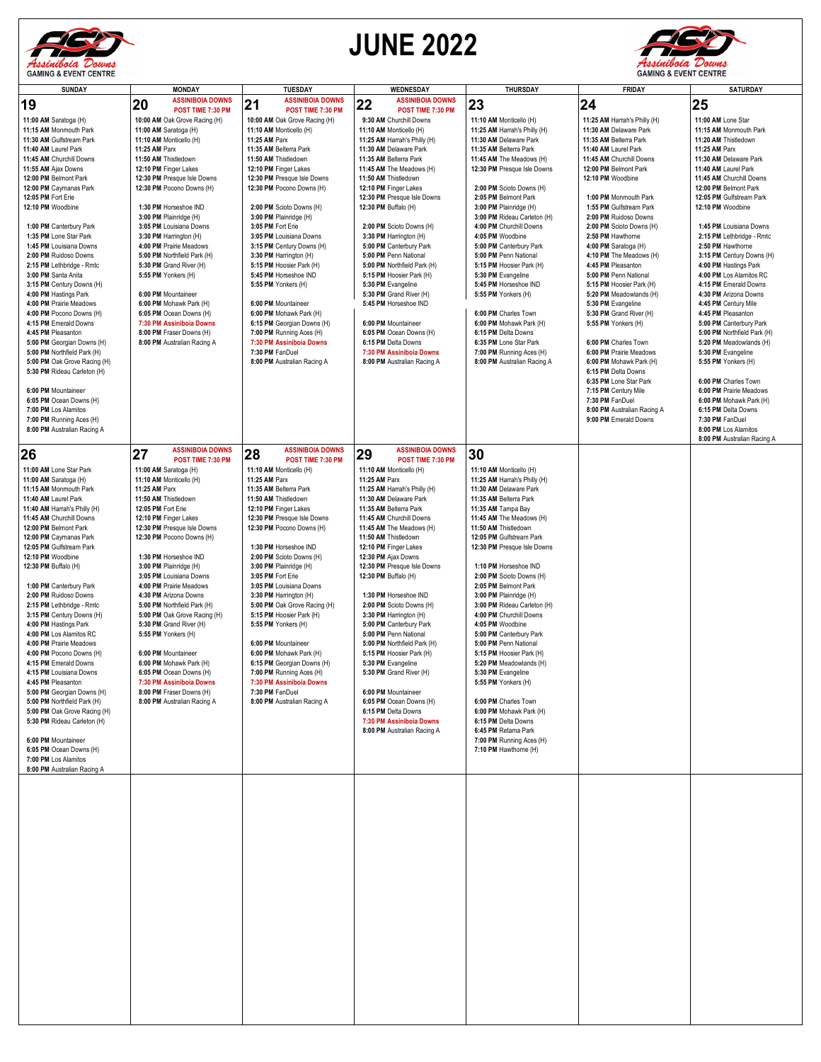# JUNE 2022

Assiniboia Downs GAMING & EVENT CENTRE

## SUNDAY 19

11:00 AM Saratoga (H)
11:15 AM Monmouth Park
11:30 AM Gulfstream Park
11:40 AM Laurel Park
11:45 AM Churchill Downs
11:55 AM Ajax Downs
12:00 PM Belmont Park
12:00 PM Caymanas Park
12:05 PM Fort Erie
12:10 PM Woodbine

1:00 PM Canterbury Park
1:35 PM Lone Star Park
1:45 PM Louisiana Downs
2:00 PM Ruidoso Downs
2:15 PM Lethbridge - Rmtc
3:00 PM Santa Anita
3:15 PM Century Downs (H)
4:00 PM Hastings Park
4:00 PM Prairie Meadows
4:00 PM Pocono Downs (H)
4:15 PM Emerald Downs
4:45 PM Pleasanton
5:00 PM Georgian Downs (H)
5:00 PM Northfield Park (H)
5:00 PM Oak Grove Racing (H)
5:30 PM Rideau Carleton (H)

6:00 PM Mountaineer
6:05 PM Ocean Downs (H)
7:00 PM Los Alamitos
7:00 PM Running Aces (H)
8:00 PM Australian Racing A

## MONDAY 20 — ASSINIBOIA DOWNS POST TIME 7:30 PM

10:00 AM Oak Grove Racing (H)
11:00 AM Saratoga (H)
11:10 AM Monticello (H)
11:25 AM Parx
11:50 AM Thistledown
12:10 PM Finger Lakes
12:30 PM Presque Isle Downs
12:30 PM Pocono Downs (H)

1:30 PM Horseshoe IND
3:00 PM Plainridge (H)
3:05 PM Louisiana Downs
3:30 PM Harrington (H)
4:00 PM Prairie Meadows
5:00 PM Northfield Park (H)
5:30 PM Grand River (H)
5:55 PM Yonkers (H)

6:00 PM Mountaineer
6:00 PM Mohawk Park (H)
6:05 PM Ocean Downs (H)
7:30 PM Assiniboia Downs
8:00 PM Fraser Downs (H)
8:00 PM Australian Racing A

## TUESDAY 21 — ASSINIBOIA DOWNS POST TIME 7:30 PM

10:00 AM Oak Grove Racing (H)
11:10 AM Monticello (H)
11:25 AM Parx
11:35 AM Belterra Park
11:50 AM Thistledown
12:10 PM Finger Lakes
12:30 PM Presque Isle Downs
12:30 PM Pocono Downs (H)

2:00 PM Scioto Downs (H)
3:00 PM Plainridge (H)
3:05 PM Fort Erie
3:05 PM Louisiana Downs
3:15 PM Century Downs (H)
3:30 PM Harrington (H)
5:15 PM Hoosier Park (H)
5:45 PM Horseshoe IND
5:55 PM Yonkers (H)

6:00 PM Mountaineer
6:00 PM Mohawk Park (H)
6:15 PM Georgian Downs (H)
7:00 PM Running Aces (H)
7:30 PM Assiniboia Downs
7:30 PM FanDuel
8:00 PM Australian Racing A

## WEDNESDAY 22 — ASSINIBOIA DOWNS POST TIME 7:30 PM

9:30 AM Churchill Downs
11:10 AM Monticello (H)
11:25 AM Harrah's Philly (H)
11:30 AM Delaware Park
11:35 AM Belterra Park
11:45 AM The Meadows (H)
11:50 AM Thistledown
12:10 PM Finger Lakes
12:30 PM Presque Isle Downs
12:30 PM Buffalo (H)

2:00 PM Scioto Downs (H)
3:30 PM Harrington (H)
5:00 PM Canterbury Park
5:00 PM Penn National
5:00 PM Northfield Park (H)
5:15 PM Hoosier Park (H)
5:30 PM Evangeline
5:30 PM Grand River (H)
5:45 PM Horseshoe IND

6:00 PM Mountaineer
6:05 PM Ocean Downs (H)
6:15 PM Delta Downs
7:30 PM Assiniboia Downs
8:00 PM Australian Racing A

## THURSDAY 23

11:10 AM Monticello (H)
11:25 AM Harrah's Philly (H)
11:30 AM Delaware Park
11:35 AM Belterra Park
11:45 AM The Meadows (H)
12:30 PM Presque Isle Downs

2:00 PM Scioto Downs (H)
2:05 PM Belmont Park
3:00 PM Plainridge (H)
3:00 PM Rideau Carleton (H)
4:00 PM Churchill Downs
4:05 PM Woodbine
5:00 PM Canterbury Park
5:00 PM Penn National
5:15 PM Hoosier Park (H)
5:30 PM Evangeline
5:45 PM Horseshoe IND
5:55 PM Yonkers (H)

6:00 PM Charles Town
6:00 PM Mohawk Park (H)
6:15 PM Delta Downs
6:35 PM Lone Star Park
7:00 PM Running Aces (H)
8:00 PM Australian Racing A

## FRIDAY 24

11:25 AM Harrah's Philly (H)
11:30 AM Delaware Park
11:35 AM Belterra Park
11:40 AM Laurel Park
11:45 AM Churchill Downs
12:00 PM Belmont Park
12:10 PM Woodbine

1:00 PM Monmouth Park
1:55 PM Gulfstream Park
2:00 PM Ruidoso Downs
2:00 PM Scioto Downs (H)
2:50 PM Hawthorne
4:00 PM Saratoga (H)
4:10 PM The Meadows (H)
4:45 PM Pleasanton
5:00 PM Penn National
5:15 PM Hoosier Park (H)
5:20 PM Meadowlands (H)
5:30 PM Evangeline
5:30 PM Grand River (H)
5:55 PM Yonkers (H)

6:00 PM Charles Town
6:00 PM Prairie Meadows
6:00 PM Mohawk Park (H)
6:15 PM Delta Downs
6:35 PM Lone Star Park
7:15 PM Century Mile
7:30 PM FanDuel
8:00 PM Australian Racing A
9:00 PM Emerald Downs

## SATURDAY 25

11:00 AM Lone Star
11:15 AM Monmouth Park
11:20 AM Thistledown
11:25 AM Parx
11:30 AM Delaware Park
11:40 AM Laurel Park
11:45 AM Churchill Downs
12:00 PM Belmont Park
12:05 PM Gulfstream Park
12:10 PM Woodbine

1:45 PM Louisiana Downs
2:15 PM Lethbridge - Rmtc
2:50 PM Hawthorne
3:15 PM Century Downs (H)
4:00 PM Hastings Park
4:00 PM Los Alamitos RC
4:15 PM Emerald Downs
4:30 PM Arizona Downs
4:45 PM Century Mile
4:45 PM Pleasanton
5:00 PM Canterbury Park
5:00 PM Northfield Park (H)
5:20 PM Meadowlands (H)
5:30 PM Evangeline
5:55 PM Yonkers (H)

6:00 PM Charles Town
6:00 PM Prairie Meadows
6:00 PM Mohawk Park (H)
6:15 PM Delta Downs
7:30 PM FanDuel
8:00 PM Los Alamitos
8:00 PM Australian Racing A

## SUNDAY 26

11:00 AM Lone Star Park
11:00 AM Saratoga (H)
11:15 AM Monmouth Park
11:40 AM Laurel Park
11:40 AM Harrah's Philly (H)
11:45 AM Churchill Downs
12:00 PM Belmont Park
12:00 PM Caymanas Park
12:05 PM Gulfstream Park
12:10 PM Woodbine
12:30 PM Buffalo (H)

1:00 PM Canterbury Park
2:00 PM Ruidoso Downs
2:15 PM Lethbridge - Rmtc
3:15 PM Century Downs (H)
4:00 PM Hastings Park
4:00 PM Los Alamitos RC
4:00 PM Prairie Meadows
4:00 PM Pocono Downs (H)
4:15 PM Emerald Downs
4:15 PM Louisiana Downs
4:45 PM Pleasanton
5:00 PM Georgian Downs (H)
5:00 PM Northfield Park (H)
5:00 PM Oak Grove Racing (H)
5:30 PM Rideau Carleton (H)

6:00 PM Mountaineer
6:05 PM Ocean Downs (H)
7:00 PM Los Alamitos
8:00 PM Australian Racing A

## MONDAY 27 — ASSINIBOIA DOWNS POST TIME 7:30 PM

11:00 AM Saratoga (H)
11:10 AM Monticello (H)
11:25 AM Parx
11:50 AM Thistledown
12:05 PM Fort Erie
12:10 PM Finger Lakes
12:30 PM Presque Isle Downs
12:30 PM Pocono Downs (H)

1:30 PM Horseshoe IND
3:00 PM Plainridge (H)
3:05 PM Louisiana Downs
4:00 PM Prairie Meadows
4:30 PM Arizona Downs
5:00 PM Northfield Park (H)
5:00 PM Oak Grove Racing (H)
5:30 PM Grand River (H)
5:55 PM Yonkers (H)

6:00 PM Mountaineer
6:00 PM Mohawk Park (H)
6:05 PM Ocean Downs (H)
7:30 PM Assiniboia Downs
8:00 PM Fraser Downs (H)
8:00 PM Australian Racing A

## TUESDAY 28 — ASSINIBOIA DOWNS POST TIME 7:30 PM

11:10 AM Monticello (H)
11:25 AM Parx
11:35 AM Belterra Park
11:50 AM Thistledown
12:10 PM Finger Lakes
12:30 PM Presque Isle Downs
12:30 PM Pocono Downs (H)

1:30 PM Horseshoe IND
2:00 PM Scioto Downs (H)
3:00 PM Plainridge (H)
3:05 PM Fort Erie
3:05 PM Louisiana Downs
3:30 PM Harrington (H)
5:00 PM Oak Grove Racing (H)
5:15 PM Hoosier Park (H)
5:55 PM Yonkers (H)

6:00 PM Mountaineer
6:00 PM Mohawk Park (H)
6:15 PM Georgian Downs (H)
7:00 PM Running Aces (H)
7:30 PM Assiniboia Downs
7:30 PM FanDuel
8:00 PM Australian Racing A

## WEDNESDAY 29 — ASSINIBOIA DOWNS POST TIME 7:30 PM

11:10 AM Monticello (H)
11:25 AM Parx
11:25 AM Harrah's Philly (H)
11:30 AM Delaware Park
11:35 AM Belterra Park
11:45 AM Churchill Downs
11:45 AM The Meadows (H)
11:50 AM Thistledown
12:10 PM Finger Lakes
12:30 PM Ajax Downs
12:30 PM Presque Isle Downs
12:30 PM Buffalo (H)

1:30 PM Horseshoe IND
2:00 PM Scioto Downs (H)
3:30 PM Harrington (H)
5:00 PM Canterbury Park
5:00 PM Penn National
5:00 PM Northfield Park (H)
5:15 PM Hoosier Park (H)
5:30 PM Evangeline
5:30 PM Grand River (H)

6:00 PM Mountaineer
6:05 PM Ocean Downs (H)
6:15 PM Delta Downs
7:30 PM Assiniboia Downs
8:00 PM Australian Racing A

## THURSDAY 30

11:10 AM Monticello (H)
11:25 AM Harrah's Philly (H)
11:30 AM Delaware Park
11:35 AM Belterra Park
11:35 AM Tampa Bay
11:45 AM The Meadows (H)
11:50 AM Thistledown
12:05 PM Gulfstream Park
12:30 PM Presque Isle Downs

1:10 PM Horseshoe IND
2:00 PM Scioto Downs (H)
2:05 PM Belmont Park
3:00 PM Plainridge (H)
3:00 PM Rideau Carleton (H)
4:00 PM Churchill Downs
4:05 PM Woodbine
5:00 PM Canterbury Park
5:00 PM Penn National
5:15 PM Hoosier Park (H)
5:20 PM Meadowlands (H)
5:30 PM Evangeline
5:55 PM Yonkers (H)

6:00 PM Charles Town
6:00 PM Mohawk Park (H)
6:15 PM Delta Downs
6:45 PM Retama Park
7:00 PM Running Aces (H)
7:10 PM Hawthorne (H)